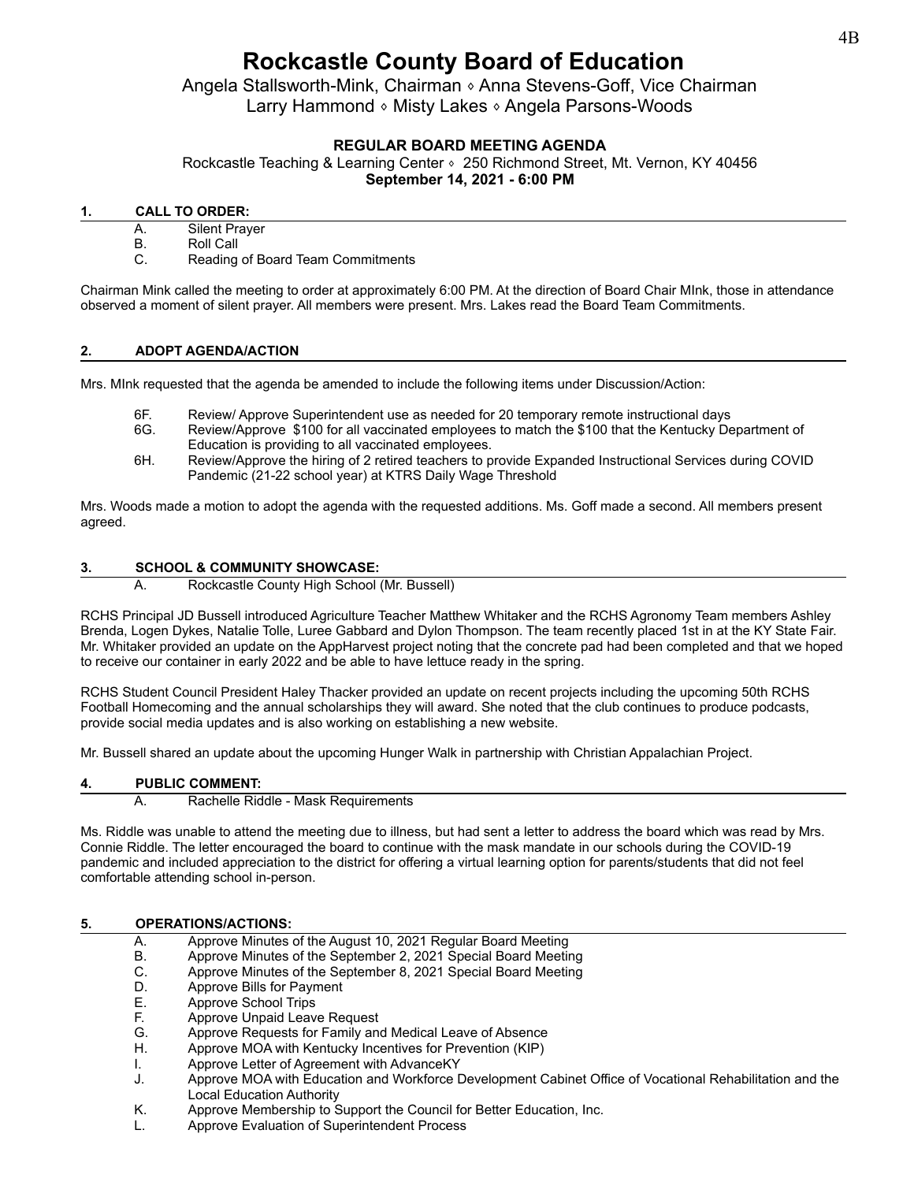# Rockcastle County Board of Education

Angela Stallsworth-Mink, Chairman ⋄ Anna Stevens-Goff, Vice Chairman
Larry Hammond ⋄ Misty Lakes ⋄ Angela Parsons-Woods

### REGULAR BOARD MEETING AGENDA

Rockcastle Teaching & Learning Center ⋄ 250 Richmond Street, Mt. Vernon, KY 40456
**September 14, 2021 - 6:00 PM**

## 1. CALL TO ORDER:

A. Silent Prayer
B. Roll Call
C. Reading of Board Team Commitments

Chairman Mink called the meeting to order at approximately 6:00 PM. At the direction of Board Chair MInk, those in attendance observed a moment of silent prayer. All members were present. Mrs. Lakes read the Board Team Commitments.

## 2. ADOPT AGENDA/ACTION

Mrs. MInk requested that the agenda be amended to include the following items under Discussion/Action:

6F. Review/ Approve Superintendent use as needed for 20 temporary remote instructional days
6G. Review/Approve $100 for all vaccinated employees to match the $100 that the Kentucky Department of Education is providing to all vaccinated employees.
6H. Review/Approve the hiring of 2 retired teachers to provide Expanded Instructional Services during COVID Pandemic (21-22 school year) at KTRS Daily Wage Threshold

Mrs. Woods made a motion to adopt the agenda with the requested additions. Ms. Goff made a second. All members present agreed.

## 3. SCHOOL & COMMUNITY SHOWCASE:

A. Rockcastle County High School (Mr. Bussell)

RCHS Principal JD Bussell introduced Agriculture Teacher Matthew Whitaker and the RCHS Agronomy Team members Ashley Brenda, Logen Dykes, Natalie Tolle, Luree Gabbard and Dylon Thompson. The team recently placed 1st in at the KY State Fair. Mr. Whitaker provided an update on the AppHarvest project noting that the concrete pad had been completed and that we hoped to receive our container in early 2022 and be able to have lettuce ready in the spring.

RCHS Student Council President Haley Thacker provided an update on recent projects including the upcoming 50th RCHS Football Homecoming and the annual scholarships they will award. She noted that the club continues to produce podcasts, provide social media updates and is also working on establishing a new website.

Mr. Bussell shared an update about the upcoming Hunger Walk in partnership with Christian Appalachian Project.

## 4. PUBLIC COMMENT:

A. Rachelle Riddle - Mask Requirements

Ms. Riddle was unable to attend the meeting due to illness, but had sent a letter to address the board which was read by Mrs. Connie Riddle. The letter encouraged the board to continue with the mask mandate in our schools during the COVID-19 pandemic and included appreciation to the district for offering a virtual learning option for parents/students that did not feel comfortable attending school in-person.

## 5. OPERATIONS/ACTIONS:

A. Approve Minutes of the August 10, 2021 Regular Board Meeting
B. Approve Minutes of the September 2, 2021 Special Board Meeting
C. Approve Minutes of the September 8, 2021 Special Board Meeting
D. Approve Bills for Payment
E. Approve School Trips
F. Approve Unpaid Leave Request
G. Approve Requests for Family and Medical Leave of Absence
H. Approve MOA with Kentucky Incentives for Prevention (KIP)
I. Approve Letter of Agreement with AdvanceKY
J. Approve MOA with Education and Workforce Development Cabinet Office of Vocational Rehabilitation and the Local Education Authority
K. Approve Membership to Support the Council for Better Education, Inc.
L. Approve Evaluation of Superintendent Process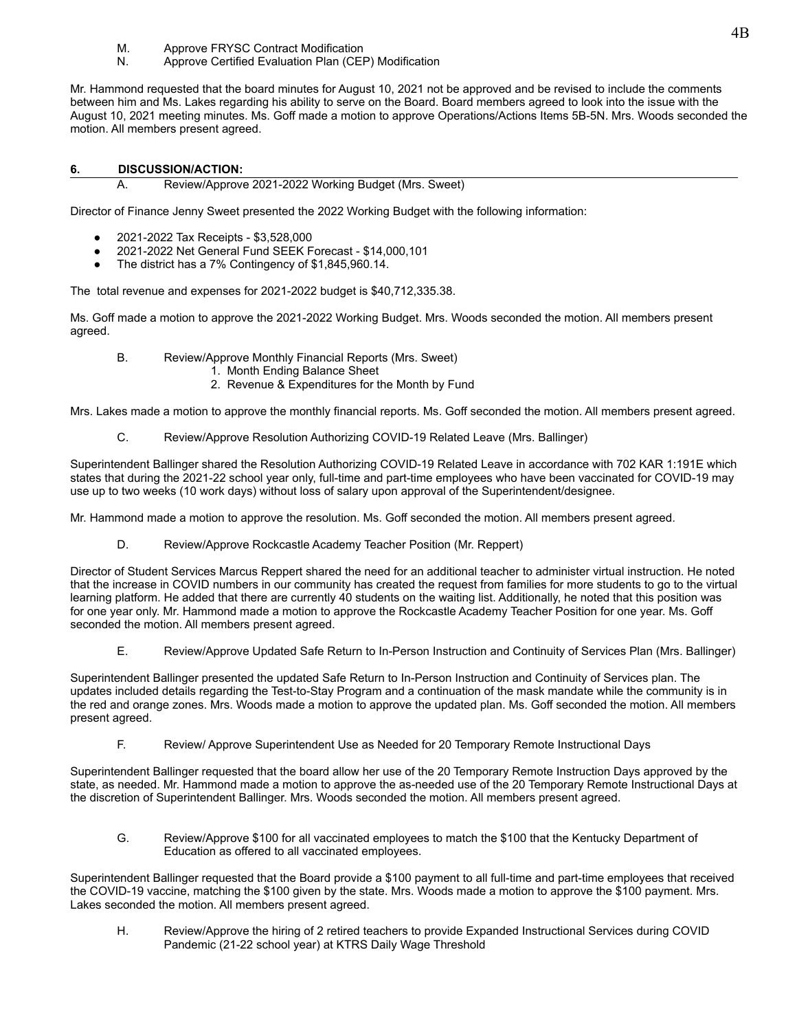M. Approve FRYSC Contract Modification
N. Approve Certified Evaluation Plan (CEP) Modification

Mr. Hammond requested that the board minutes for August 10, 2021 not be approved and be revised to include the comments between him and Ms. Lakes regarding his ability to serve on the Board. Board members agreed to look into the issue with the August 10, 2021 meeting minutes. Ms. Goff made a motion to approve Operations/Actions Items 5B-5N. Mrs. Woods seconded the motion. All members present agreed.

## 6. DISCUSSION/ACTION:

A. Review/Approve 2021-2022 Working Budget (Mrs. Sweet)

Director of Finance Jenny Sweet presented the 2022 Working Budget with the following information:

- 2021-2022 Tax Receipts - $3,528,000
- 2021-2022 Net General Fund SEEK Forecast - $14,000,101
- The district has a 7% Contingency of $1,845,960.14.

The total revenue and expenses for 2021-2022 budget is $40,712,335.38.

Ms. Goff made a motion to approve the 2021-2022 Working Budget. Mrs. Woods seconded the motion. All members present agreed.

B. Review/Approve Monthly Financial Reports (Mrs. Sweet)
1. Month Ending Balance Sheet
2. Revenue & Expenditures for the Month by Fund

Mrs. Lakes made a motion to approve the monthly financial reports. Ms. Goff seconded the motion. All members present agreed.

C. Review/Approve Resolution Authorizing COVID-19 Related Leave (Mrs. Ballinger)

Superintendent Ballinger shared the Resolution Authorizing COVID-19 Related Leave in accordance with 702 KAR 1:191E which states that during the 2021-22 school year only, full-time and part-time employees who have been vaccinated for COVID-19 may use up to two weeks (10 work days) without loss of salary upon approval of the Superintendent/designee.

Mr. Hammond made a motion to approve the resolution. Ms. Goff seconded the motion. All members present agreed.

D. Review/Approve Rockcastle Academy Teacher Position (Mr. Reppert)

Director of Student Services Marcus Reppert shared the need for an additional teacher to administer virtual instruction. He noted that the increase in COVID numbers in our community has created the request from families for more students to go to the virtual learning platform. He added that there are currently 40 students on the waiting list. Additionally, he noted that this position was for one year only. Mr. Hammond made a motion to approve the Rockcastle Academy Teacher Position for one year. Ms. Goff seconded the motion. All members present agreed.

E. Review/Approve Updated Safe Return to In-Person Instruction and Continuity of Services Plan (Mrs. Ballinger)

Superintendent Ballinger presented the updated Safe Return to In-Person Instruction and Continuity of Services plan. The updates included details regarding the Test-to-Stay Program and a continuation of the mask mandate while the community is in the red and orange zones. Mrs. Woods made a motion to approve the updated plan. Ms. Goff seconded the motion. All members present agreed.

F. Review/ Approve Superintendent Use as Needed for 20 Temporary Remote Instructional Days

Superintendent Ballinger requested that the board allow her use of the 20 Temporary Remote Instruction Days approved by the state, as needed. Mr. Hammond made a motion to approve the as-needed use of the 20 Temporary Remote Instructional Days at the discretion of Superintendent Ballinger. Mrs. Woods seconded the motion. All members present agreed.

G. Review/Approve $100 for all vaccinated employees to match the $100 that the Kentucky Department of Education as offered to all vaccinated employees.

Superintendent Ballinger requested that the Board provide a $100 payment to all full-time and part-time employees that received the COVID-19 vaccine, matching the $100 given by the state. Mrs. Woods made a motion to approve the $100 payment. Mrs. Lakes seconded the motion. All members present agreed.

H. Review/Approve the hiring of 2 retired teachers to provide Expanded Instructional Services during COVID Pandemic (21-22 school year) at KTRS Daily Wage Threshold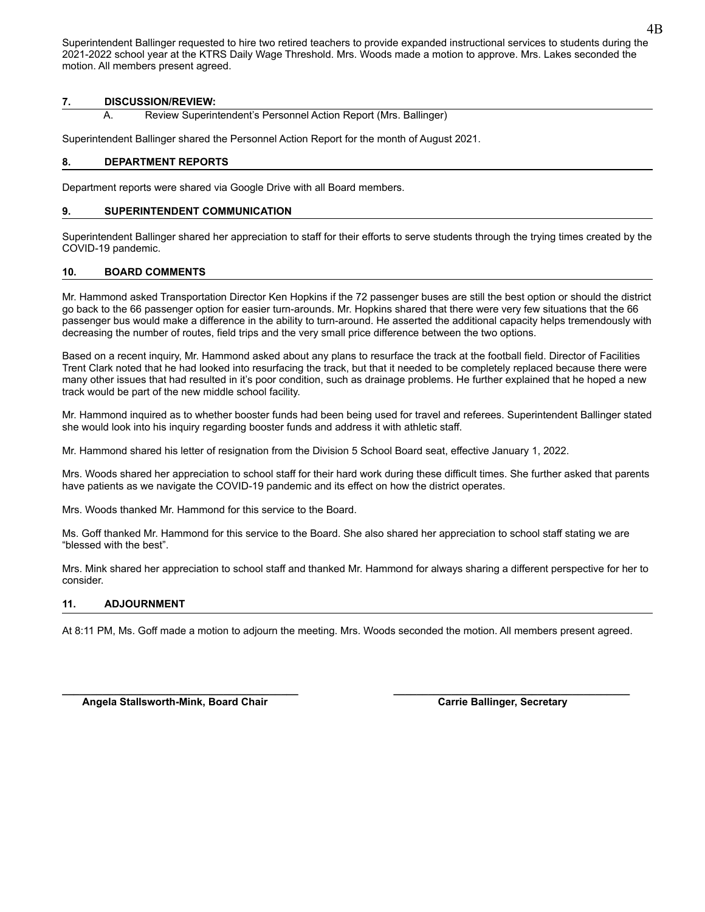Superintendent Ballinger requested to hire two retired teachers to provide expanded instructional services to students during the 2021-2022 school year at the KTRS Daily Wage Threshold. Mrs. Woods made a motion to approve. Mrs. Lakes seconded the motion. All members present agreed.

## 7. DISCUSSION/REVIEW:

A. Review Superintendent's Personnel Action Report (Mrs. Ballinger)

Superintendent Ballinger shared the Personnel Action Report for the month of August 2021.

## 8. DEPARTMENT REPORTS

Department reports were shared via Google Drive with all Board members.

## 9. SUPERINTENDENT COMMUNICATION

Superintendent Ballinger shared her appreciation to staff for their efforts to serve students through the trying times created by the COVID-19 pandemic.

## 10. BOARD COMMENTS

Mr. Hammond asked Transportation Director Ken Hopkins if the 72 passenger buses are still the best option or should the district go back to the 66 passenger option for easier turn-arounds. Mr. Hopkins shared that there were very few situations that the 66 passenger bus would make a difference in the ability to turn-around. He asserted the additional capacity helps tremendously with decreasing the number of routes, field trips and the very small price difference between the two options.

Based on a recent inquiry, Mr. Hammond asked about any plans to resurface the track at the football field. Director of Facilities Trent Clark noted that he had looked into resurfacing the track, but that it needed to be completely replaced because there were many other issues that had resulted in it's poor condition, such as drainage problems. He further explained that he hoped a new track would be part of the new middle school facility.

Mr. Hammond inquired as to whether booster funds had been being used for travel and referees. Superintendent Ballinger stated she would look into his inquiry regarding booster funds and address it with athletic staff.

Mr. Hammond shared his letter of resignation from the Division 5 School Board seat, effective January 1, 2022.

Mrs. Woods shared her appreciation to school staff for their hard work during these difficult times. She further asked that parents have patients as we navigate the COVID-19 pandemic and its effect on how the district operates.

Mrs. Woods thanked Mr. Hammond for this service to the Board.

Ms. Goff thanked Mr. Hammond for this service to the Board. She also shared her appreciation to school staff stating we are "blessed with the best".

Mrs. Mink shared her appreciation to school staff and thanked Mr. Hammond for always sharing a different perspective for her to consider.

## 11. ADJOURNMENT

At 8:11 PM, Ms. Goff made a motion to adjourn the meeting. Mrs. Woods seconded the motion. All members present agreed.

______________________________ ______________________________

**Angela Stallsworth-Mink, Board Chair** **Carrie Ballinger, Secretary**